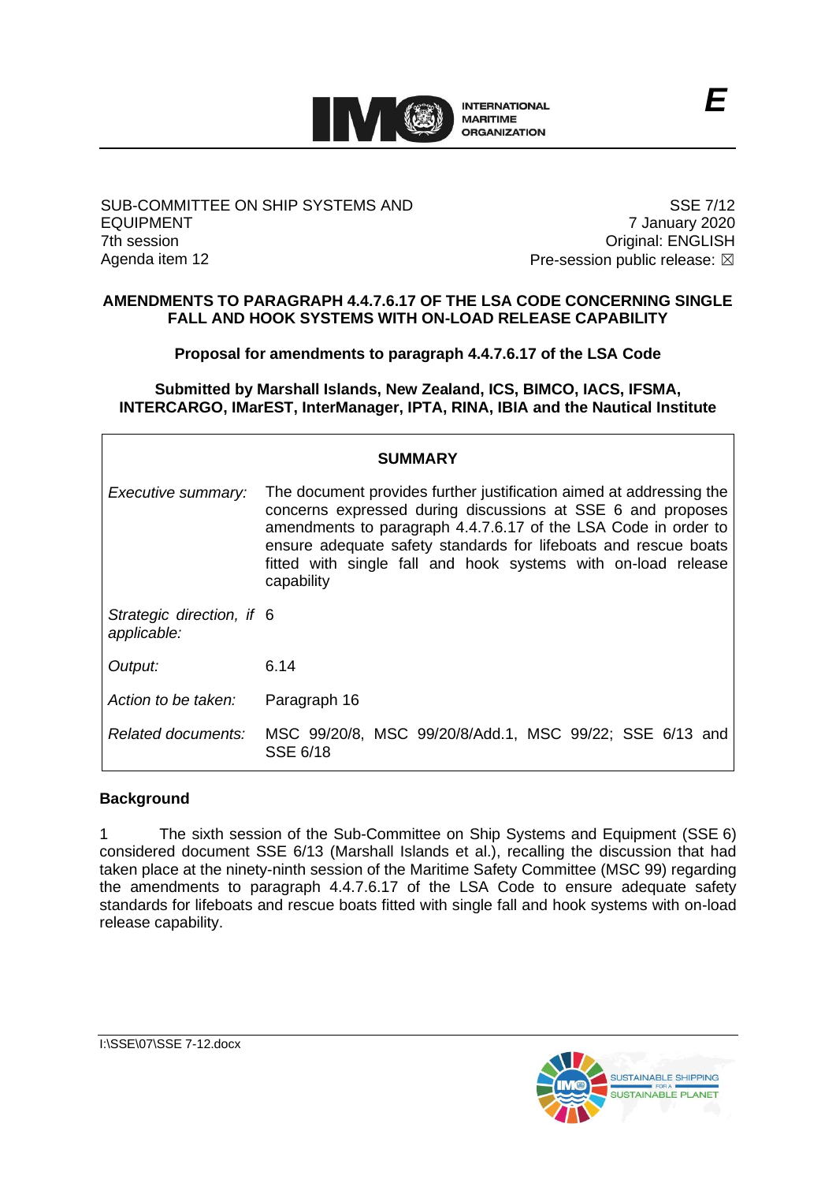**E**

SUB-COMMITTEE ON SHIP SYSTEMS AND EQUIPMENT
7th session
Agenda item 12

SSE 7/12
7 January 2020
Original: ENGLISH
Pre-session public release: ☒

**AMENDMENTS TO PARAGRAPH 4.4.7.6.17 OF THE LSA CODE CONCERNING SINGLE FALL AND HOOK SYSTEMS WITH ON-LOAD RELEASE CAPABILITY**

**Proposal for amendments to paragraph 4.4.7.6.17 of the LSA Code**

**Submitted by Marshall Islands, New Zealand, ICS, BIMCO, IACS, IFSMA, INTERCARGO, IMarEST, InterManager, IPTA, RINA, IBIA and the Nautical Institute**

| **SUMMARY** | |
|---|---|
| *Executive summary:* | The document provides further justification aimed at addressing the concerns expressed during discussions at SSE 6 and proposes amendments to paragraph 4.4.7.6.17 of the LSA Code in order to ensure adequate safety standards for lifeboats and rescue boats fitted with single fall and hook systems with on-load release capability |
| *Strategic direction, if applicable:* | 6 |
| *Output:* | 6.14 |
| *Action to be taken:* | Paragraph 16 |
| *Related documents:* | MSC 99/20/8, MSC 99/20/8/Add.1, MSC 99/22; SSE 6/13 and SSE 6/18 |

**Background**

1 The sixth session of the Sub-Committee on Ship Systems and Equipment (SSE 6) considered document SSE 6/13 (Marshall Islands et al.), recalling the discussion that had taken place at the ninety-ninth session of the Maritime Safety Committee (MSC 99) regarding the amendments to paragraph 4.4.7.6.17 of the LSA Code to ensure adequate safety standards for lifeboats and rescue boats fitted with single fall and hook systems with on-load release capability.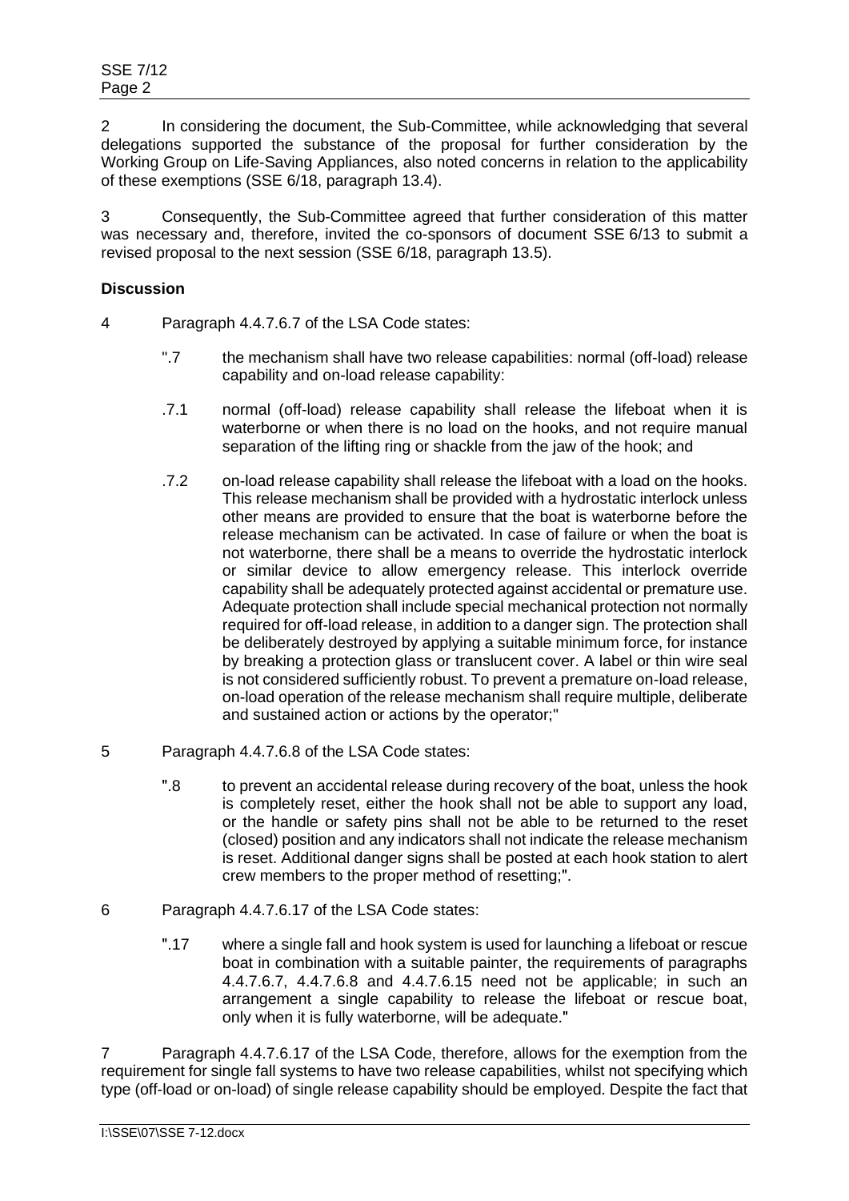2 In considering the document, the Sub-Committee, while acknowledging that several delegations supported the substance of the proposal for further consideration by the Working Group on Life-Saving Appliances, also noted concerns in relation to the applicability of these exemptions (SSE 6/18, paragraph 13.4).

3 Consequently, the Sub-Committee agreed that further consideration of this matter was necessary and, therefore, invited the co-sponsors of document SSE 6/13 to submit a revised proposal to the next session (SSE 6/18, paragraph 13.5).

**Discussion**

4 Paragraph 4.4.7.6.7 of the LSA Code states:

> ".7 the mechanism shall have two release capabilities: normal (off-load) release capability and on-load release capability:
>
> .7.1 normal (off-load) release capability shall release the lifeboat when it is waterborne or when there is no load on the hooks, and not require manual separation of the lifting ring or shackle from the jaw of the hook; and
>
> .7.2 on-load release capability shall release the lifeboat with a load on the hooks. This release mechanism shall be provided with a hydrostatic interlock unless other means are provided to ensure that the boat is waterborne before the release mechanism can be activated. In case of failure or when the boat is not waterborne, there shall be a means to override the hydrostatic interlock or similar device to allow emergency release. This interlock override capability shall be adequately protected against accidental or premature use. Adequate protection shall include special mechanical protection not normally required for off-load release, in addition to a danger sign. The protection shall be deliberately destroyed by applying a suitable minimum force, for instance by breaking a protection glass or translucent cover. A label or thin wire seal is not considered sufficiently robust. To prevent a premature on-load release, on-load operation of the release mechanism shall require multiple, deliberate and sustained action or actions by the operator;"

5 Paragraph 4.4.7.6.8 of the LSA Code states:

> ".8 to prevent an accidental release during recovery of the boat, unless the hook is completely reset, either the hook shall not be able to support any load, or the handle or safety pins shall not be able to be returned to the reset (closed) position and any indicators shall not indicate the release mechanism is reset. Additional danger signs shall be posted at each hook station to alert crew members to the proper method of resetting;".

6 Paragraph 4.4.7.6.17 of the LSA Code states:

> ".17 where a single fall and hook system is used for launching a lifeboat or rescue boat in combination with a suitable painter, the requirements of paragraphs 4.4.7.6.7, 4.4.7.6.8 and 4.4.7.6.15 need not be applicable; in such an arrangement a single capability to release the lifeboat or rescue boat, only when it is fully waterborne, will be adequate."

7 Paragraph 4.4.7.6.17 of the LSA Code, therefore, allows for the exemption from the requirement for single fall systems to have two release capabilities, whilst not specifying which type (off-load or on-load) of single release capability should be employed. Despite the fact that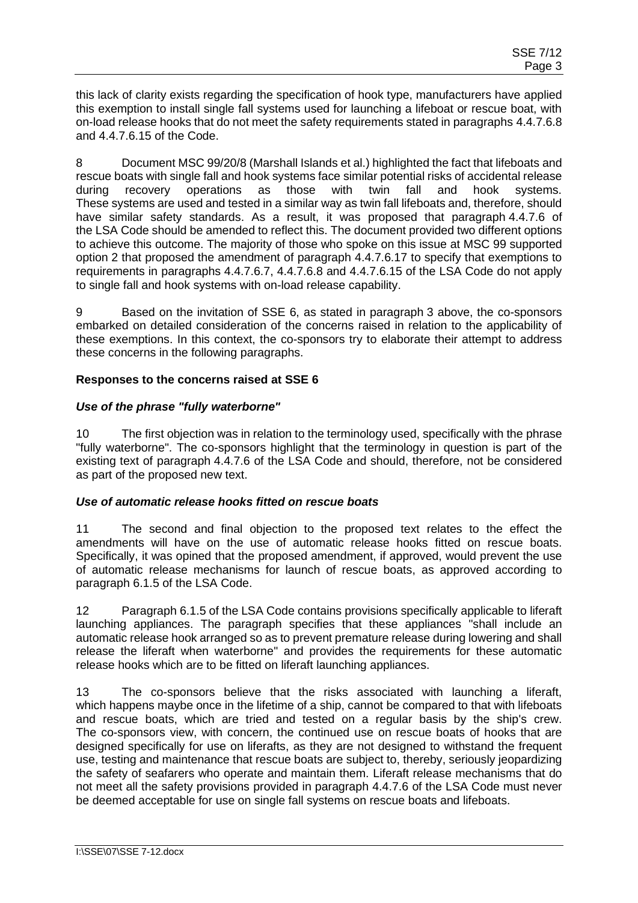this lack of clarity exists regarding the specification of hook type, manufacturers have applied this exemption to install single fall systems used for launching a lifeboat or rescue boat, with on-load release hooks that do not meet the safety requirements stated in paragraphs 4.4.7.6.8 and 4.4.7.6.15 of the Code.

8 Document MSC 99/20/8 (Marshall Islands et al.) highlighted the fact that lifeboats and rescue boats with single fall and hook systems face similar potential risks of accidental release during recovery operations as those with twin fall and hook systems. These systems are used and tested in a similar way as twin fall lifeboats and, therefore, should have similar safety standards. As a result, it was proposed that paragraph 4.4.7.6 of the LSA Code should be amended to reflect this. The document provided two different options to achieve this outcome. The majority of those who spoke on this issue at MSC 99 supported option 2 that proposed the amendment of paragraph 4.4.7.6.17 to specify that exemptions to requirements in paragraphs 4.4.7.6.7, 4.4.7.6.8 and 4.4.7.6.15 of the LSA Code do not apply to single fall and hook systems with on-load release capability.

9 Based on the invitation of SSE 6, as stated in paragraph 3 above, the co-sponsors embarked on detailed consideration of the concerns raised in relation to the applicability of these exemptions. In this context, the co-sponsors try to elaborate their attempt to address these concerns in the following paragraphs.

**Responses to the concerns raised at SSE 6**

***Use of the phrase "fully waterborne"***

10 The first objection was in relation to the terminology used, specifically with the phrase "fully waterborne". The co-sponsors highlight that the terminology in question is part of the existing text of paragraph 4.4.7.6 of the LSA Code and should, therefore, not be considered as part of the proposed new text.

***Use of automatic release hooks fitted on rescue boats***

11 The second and final objection to the proposed text relates to the effect the amendments will have on the use of automatic release hooks fitted on rescue boats. Specifically, it was opined that the proposed amendment, if approved, would prevent the use of automatic release mechanisms for launch of rescue boats, as approved according to paragraph 6.1.5 of the LSA Code.

12 Paragraph 6.1.5 of the LSA Code contains provisions specifically applicable to liferaft launching appliances. The paragraph specifies that these appliances "shall include an automatic release hook arranged so as to prevent premature release during lowering and shall release the liferaft when waterborne" and provides the requirements for these automatic release hooks which are to be fitted on liferaft launching appliances.

13 The co-sponsors believe that the risks associated with launching a liferaft, which happens maybe once in the lifetime of a ship, cannot be compared to that with lifeboats and rescue boats, which are tried and tested on a regular basis by the ship's crew. The co-sponsors view, with concern, the continued use on rescue boats of hooks that are designed specifically for use on liferafts, as they are not designed to withstand the frequent use, testing and maintenance that rescue boats are subject to, thereby, seriously jeopardizing the safety of seafarers who operate and maintain them. Liferaft release mechanisms that do not meet all the safety provisions provided in paragraph 4.4.7.6 of the LSA Code must never be deemed acceptable for use on single fall systems on rescue boats and lifeboats.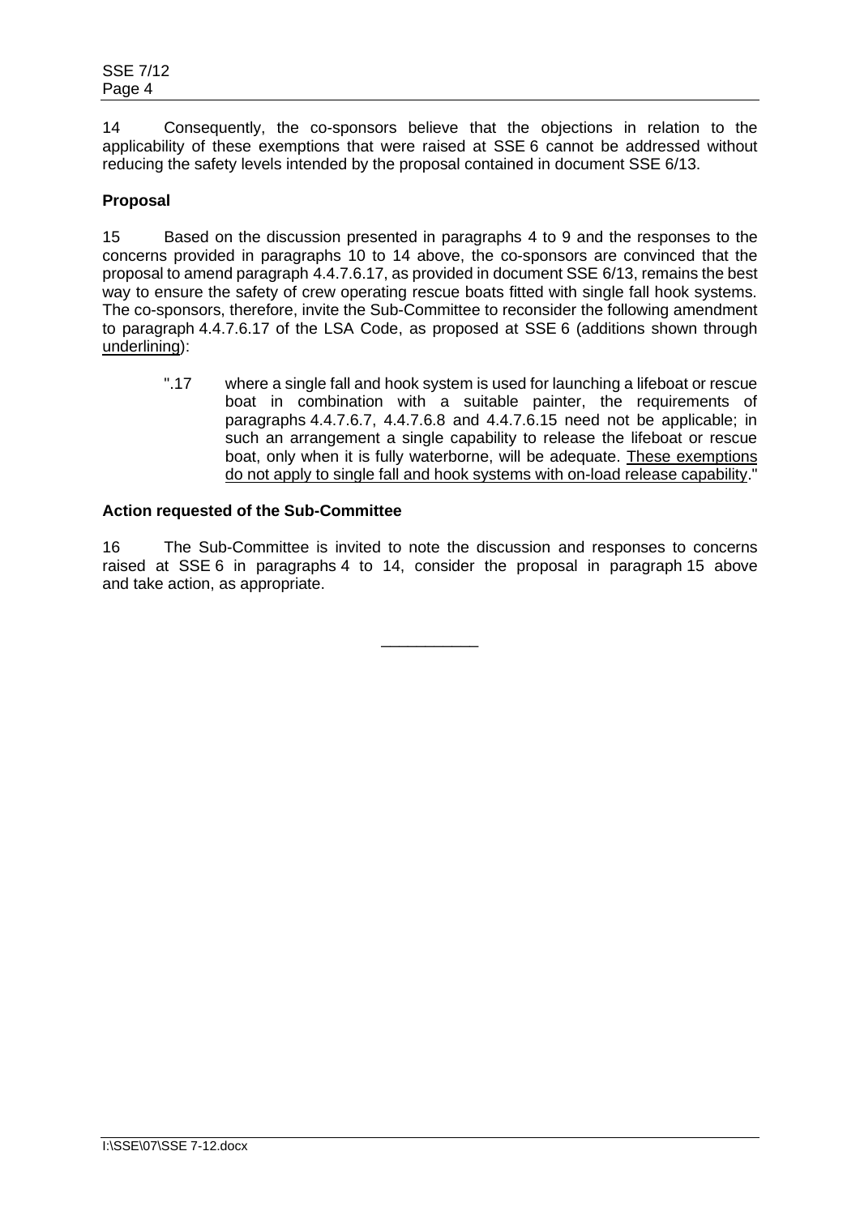14 Consequently, the co-sponsors believe that the objections in relation to the applicability of these exemptions that were raised at SSE 6 cannot be addressed without reducing the safety levels intended by the proposal contained in document SSE 6/13.

**Proposal**

15 Based on the discussion presented in paragraphs 4 to 9 and the responses to the concerns provided in paragraphs 10 to 14 above, the co-sponsors are convinced that the proposal to amend paragraph 4.4.7.6.17, as provided in document SSE 6/13, remains the best way to ensure the safety of crew operating rescue boats fitted with single fall hook systems. The co-sponsors, therefore, invite the Sub-Committee to reconsider the following amendment to paragraph 4.4.7.6.17 of the LSA Code, as proposed at SSE 6 (additions shown through <u>underlining</u>):

> ".17 where a single fall and hook system is used for launching a lifeboat or rescue boat in combination with a suitable painter, the requirements of paragraphs 4.4.7.6.7, 4.4.7.6.8 and 4.4.7.6.15 need not be applicable; in such an arrangement a single capability to release the lifeboat or rescue boat, only when it is fully waterborne, will be adequate. <u>These exemptions do not apply to single fall and hook systems with on-load release capability</u>."

**Action requested of the Sub-Committee**

16 The Sub-Committee is invited to note the discussion and responses to concerns raised at SSE 6 in paragraphs 4 to 14, consider the proposal in paragraph 15 above and take action, as appropriate.

___________